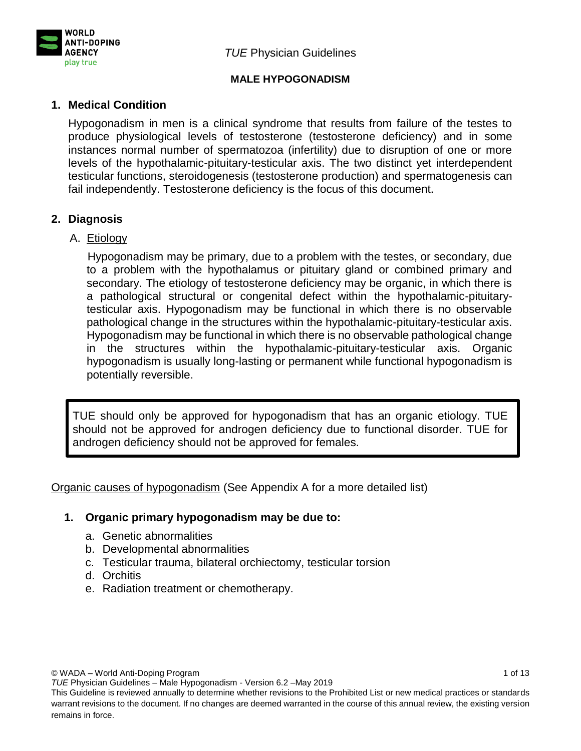# MALE HYPOGONADISM

## 1. Medical Condition

Hypogonadism in men is a clinical syndrome that results from failure of the testes to produce physiological levels of testosterone (testosterone deficiency) and in some instances normal number of spermatozoa (infertility) due to disruption of one or more levels of the hypothalamic-pituitary-testicular axis. The two distinct yet interdependent testicular functions, steroidogenesis (testosterone production) and spermatogenesis can fail independently. Testosterone deficiency is the focus of this document.

## 2. Diagnosis

### A. Etiology

Hypogonadism may be primary, due to a problem with the testes, or secondary, due to a problem with the hypothalamus or pituitary gland or combined primary and secondary. The etiology of testosterone deficiency may be organic, in which there is a pathological structural or congenital defect within the hypothalamic-pituitary-testicular axis. Hypogonadism may be functional in which there is no observable pathological change in the structures within the hypothalamic-pituitary-testicular axis. Hypogonadism may be functional in which there is no observable pathological change in the structures within the hypothalamic-pituitary-testicular axis. Organic hypogonadism is usually long-lasting or permanent while functional hypogonadism is potentially reversible.

> TUE should only be approved for hypogonadism that has an organic etiology. TUE should not be approved for androgen deficiency due to functional disorder. TUE for androgen deficiency should not be approved for females.

Organic causes of hypogonadism (See Appendix A for a more detailed list)

**1. Organic primary hypogonadism may be due to:**

a. Genetic abnormalities
b. Developmental abnormalities
c. Testicular trauma, bilateral orchiectomy, testicular torsion
d. Orchitis
e. Radiation treatment or chemotherapy.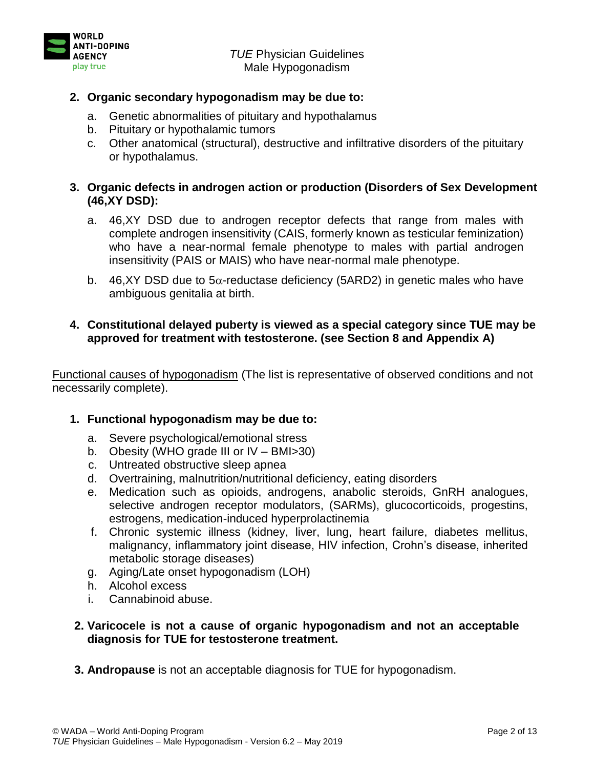2. **Organic secondary hypogonadism may be due to:**
   a. Genetic abnormalities of pituitary and hypothalamus
   b. Pituitary or hypothalamic tumors
   c. Other anatomical (structural), destructive and infiltrative disorders of the pituitary or hypothalamus.

3. **Organic defects in androgen action or production (Disorders of Sex Development (46,XY DSD):**
   a. 46,XY DSD due to androgen receptor defects that range from males with complete androgen insensitivity (CAIS, formerly known as testicular feminization) who have a near-normal female phenotype to males with partial androgen insensitivity (PAIS or MAIS) who have near-normal male phenotype.
   b. 46,XY DSD due to 5$\alpha$-reductase deficiency (5ARD2) in genetic males who have ambiguous genitalia at birth.

4. **Constitutional delayed puberty is viewed as a special category since TUE may be approved for treatment with testosterone. (see Section 8 and Appendix A)**

Functional causes of hypogonadism (The list is representative of observed conditions and not necessarily complete).

1. **Functional hypogonadism may be due to:**
   a. Severe psychological/emotional stress
   b. Obesity (WHO grade III or IV – BMI>30)
   c. Untreated obstructive sleep apnea
   d. Overtraining, malnutrition/nutritional deficiency, eating disorders
   e. Medication such as opioids, androgens, anabolic steroids, GnRH analogues, selective androgen receptor modulators, (SARMs), glucocorticoids, progestins, estrogens, medication-induced hyperprolactinemia
   f. Chronic systemic illness (kidney, liver, lung, heart failure, diabetes mellitus, malignancy, inflammatory joint disease, HIV infection, Crohn's disease, inherited metabolic storage diseases)
   g. Aging/Late onset hypogonadism (LOH)
   h. Alcohol excess
   i. Cannabinoid abuse.

2. **Varicocele is not a cause of organic hypogonadism and not an acceptable diagnosis for TUE for testosterone treatment.**

3. **Andropause** is not an acceptable diagnosis for TUE for hypogonadism.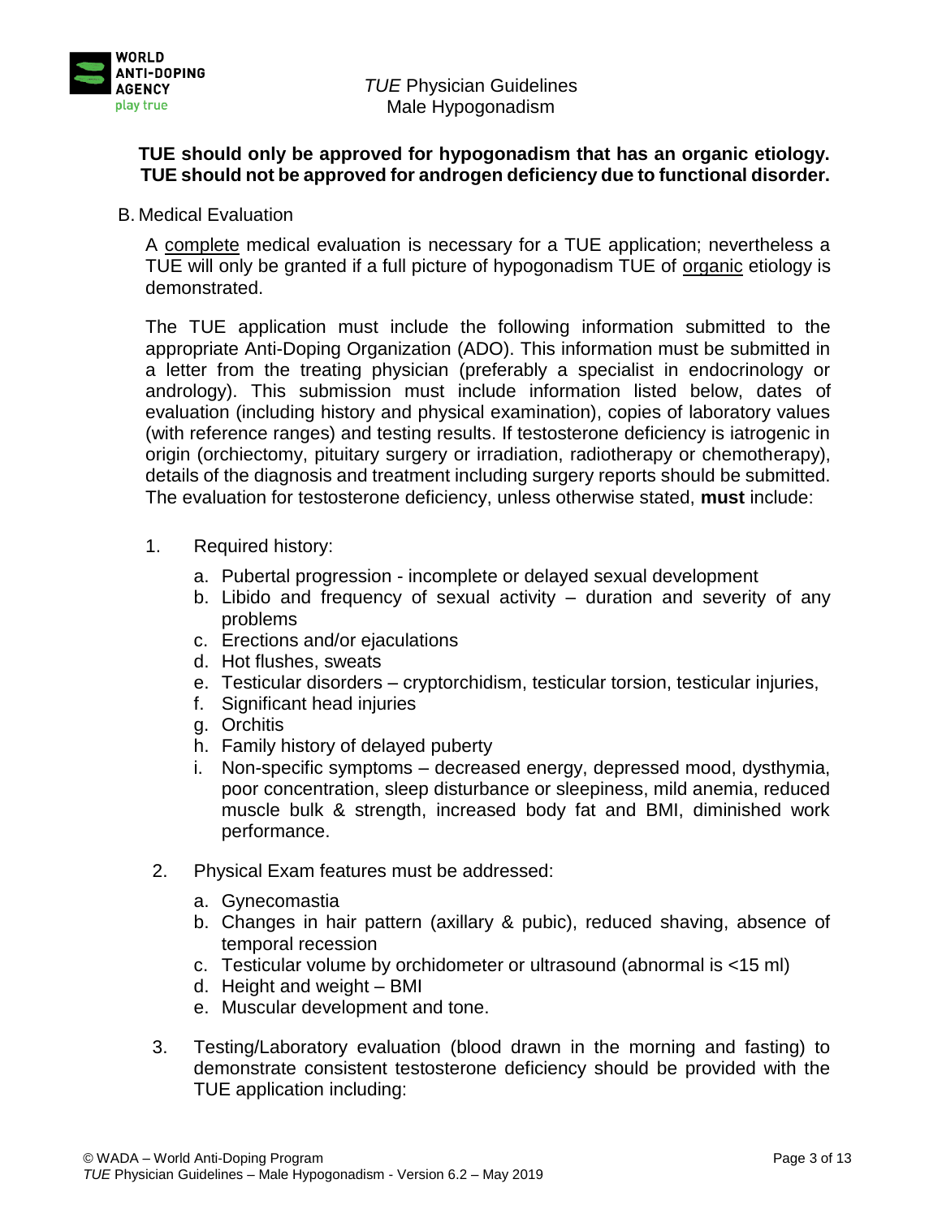**TUE should only be approved for hypogonadism that has an organic etiology. TUE should not be approved for androgen deficiency due to functional disorder.**

B. Medical Evaluation

A complete medical evaluation is necessary for a TUE application; nevertheless a TUE will only be granted if a full picture of hypogonadism TUE of organic etiology is demonstrated.

The TUE application must include the following information submitted to the appropriate Anti-Doping Organization (ADO). This information must be submitted in a letter from the treating physician (preferably a specialist in endocrinology or andrology). This submission must include information listed below, dates of evaluation (including history and physical examination), copies of laboratory values (with reference ranges) and testing results. If testosterone deficiency is iatrogenic in origin (orchiectomy, pituitary surgery or irradiation, radiotherapy or chemotherapy), details of the diagnosis and treatment including surgery reports should be submitted. The evaluation for testosterone deficiency, unless otherwise stated, **must** include:

1. Required history:
   a. Pubertal progression - incomplete or delayed sexual development
   b. Libido and frequency of sexual activity – duration and severity of any problems
   c. Erections and/or ejaculations
   d. Hot flushes, sweats
   e. Testicular disorders – cryptorchidism, testicular torsion, testicular injuries,
   f. Significant head injuries
   g. Orchitis
   h. Family history of delayed puberty
   i. Non-specific symptoms – decreased energy, depressed mood, dysthymia, poor concentration, sleep disturbance or sleepiness, mild anemia, reduced muscle bulk & strength, increased body fat and BMI, diminished work performance.

2. Physical Exam features must be addressed:
   a. Gynecomastia
   b. Changes in hair pattern (axillary & pubic), reduced shaving, absence of temporal recession
   c. Testicular volume by orchidometer or ultrasound (abnormal is <15 ml)
   d. Height and weight – BMI
   e. Muscular development and tone.

3. Testing/Laboratory evaluation (blood drawn in the morning and fasting) to demonstrate consistent testosterone deficiency should be provided with the TUE application including: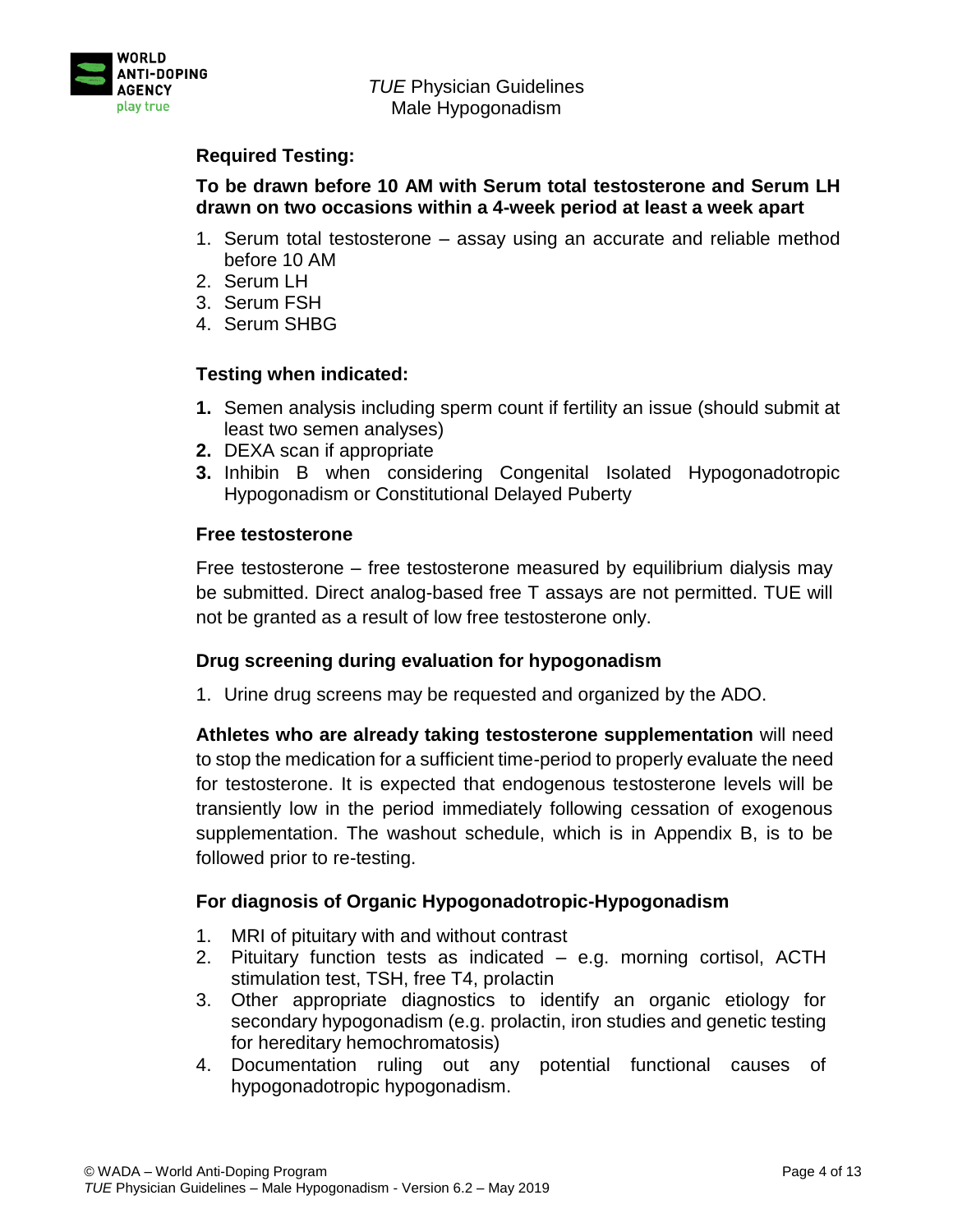### Required Testing:

**To be drawn before 10 AM with Serum total testosterone and Serum LH drawn on two occasions within a 4-week period at least a week apart**

1. Serum total testosterone – assay using an accurate and reliable method before 10 AM
2. Serum LH
3. Serum FSH
4. Serum SHBG

### Testing when indicated:

1. Semen analysis including sperm count if fertility an issue (should submit at least two semen analyses)
2. DEXA scan if appropriate
3. Inhibin B when considering Congenital Isolated Hypogonadotropic Hypogonadism or Constitutional Delayed Puberty

### Free testosterone

Free testosterone – free testosterone measured by equilibrium dialysis may be submitted. Direct analog-based free T assays are not permitted. TUE will not be granted as a result of low free testosterone only.

### Drug screening during evaluation for hypogonadism

1. Urine drug screens may be requested and organized by the ADO.

**Athletes who are already taking testosterone supplementation** will need to stop the medication for a sufficient time-period to properly evaluate the need for testosterone. It is expected that endogenous testosterone levels will be transiently low in the period immediately following cessation of exogenous supplementation. The washout schedule, which is in Appendix B, is to be followed prior to re-testing.

### For diagnosis of Organic Hypogonadotropic-Hypogonadism

1. MRI of pituitary with and without contrast
2. Pituitary function tests as indicated – e.g. morning cortisol, ACTH stimulation test, TSH, free T4, prolactin
3. Other appropriate diagnostics to identify an organic etiology for secondary hypogonadism (e.g. prolactin, iron studies and genetic testing for hereditary hemochromatosis)
4. Documentation ruling out any potential functional causes of hypogonadotropic hypogonadism.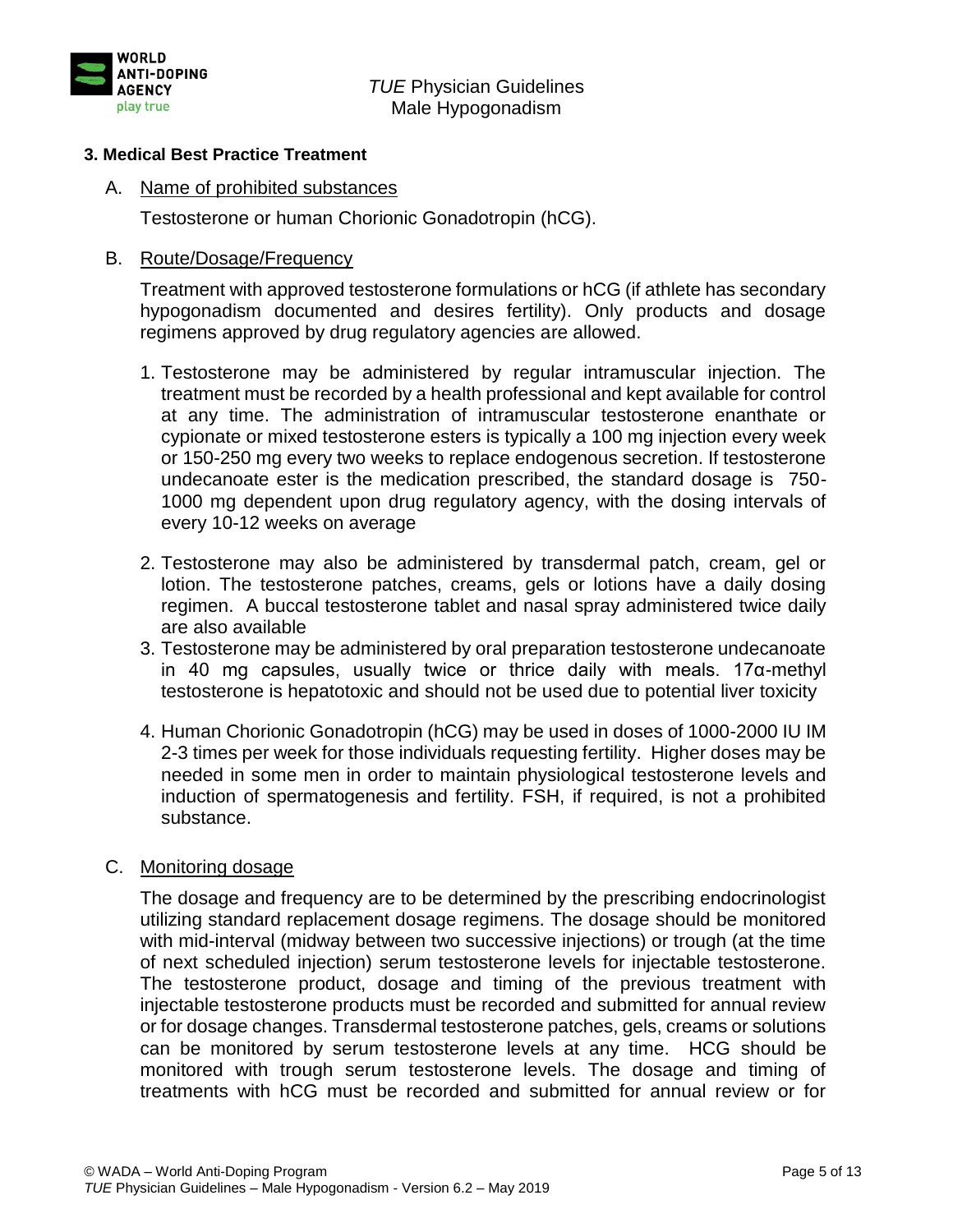### 3. Medical Best Practice Treatment

A. Name of prohibited substances

Testosterone or human Chorionic Gonadotropin (hCG).

B. Route/Dosage/Frequency

Treatment with approved testosterone formulations or hCG (if athlete has secondary hypogonadism documented and desires fertility). Only products and dosage regimens approved by drug regulatory agencies are allowed.

1. Testosterone may be administered by regular intramuscular injection. The treatment must be recorded by a health professional and kept available for control at any time. The administration of intramuscular testosterone enanthate or cypionate or mixed testosterone esters is typically a 100 mg injection every week or 150-250 mg every two weeks to replace endogenous secretion. If testosterone undecanoate ester is the medication prescribed, the standard dosage is 750-1000 mg dependent upon drug regulatory agency, with the dosing intervals of every 10-12 weeks on average
2. Testosterone may also be administered by transdermal patch, cream, gel or lotion. The testosterone patches, creams, gels or lotions have a daily dosing regimen. A buccal testosterone tablet and nasal spray administered twice daily are also available
3. Testosterone may be administered by oral preparation testosterone undecanoate in 40 mg capsules, usually twice or thrice daily with meals. 17α-methyl testosterone is hepatotoxic and should not be used due to potential liver toxicity
4. Human Chorionic Gonadotropin (hCG) may be used in doses of 1000-2000 IU IM 2-3 times per week for those individuals requesting fertility. Higher doses may be needed in some men in order to maintain physiological testosterone levels and induction of spermatogenesis and fertility. FSH, if required, is not a prohibited substance.

C. Monitoring dosage

The dosage and frequency are to be determined by the prescribing endocrinologist utilizing standard replacement dosage regimens. The dosage should be monitored with mid-interval (midway between two successive injections) or trough (at the time of next scheduled injection) serum testosterone levels for injectable testosterone. The testosterone product, dosage and timing of the previous treatment with injectable testosterone products must be recorded and submitted for annual review or for dosage changes. Transdermal testosterone patches, gels, creams or solutions can be monitored by serum testosterone levels at any time. HCG should be monitored with trough serum testosterone levels. The dosage and timing of treatments with hCG must be recorded and submitted for annual review or for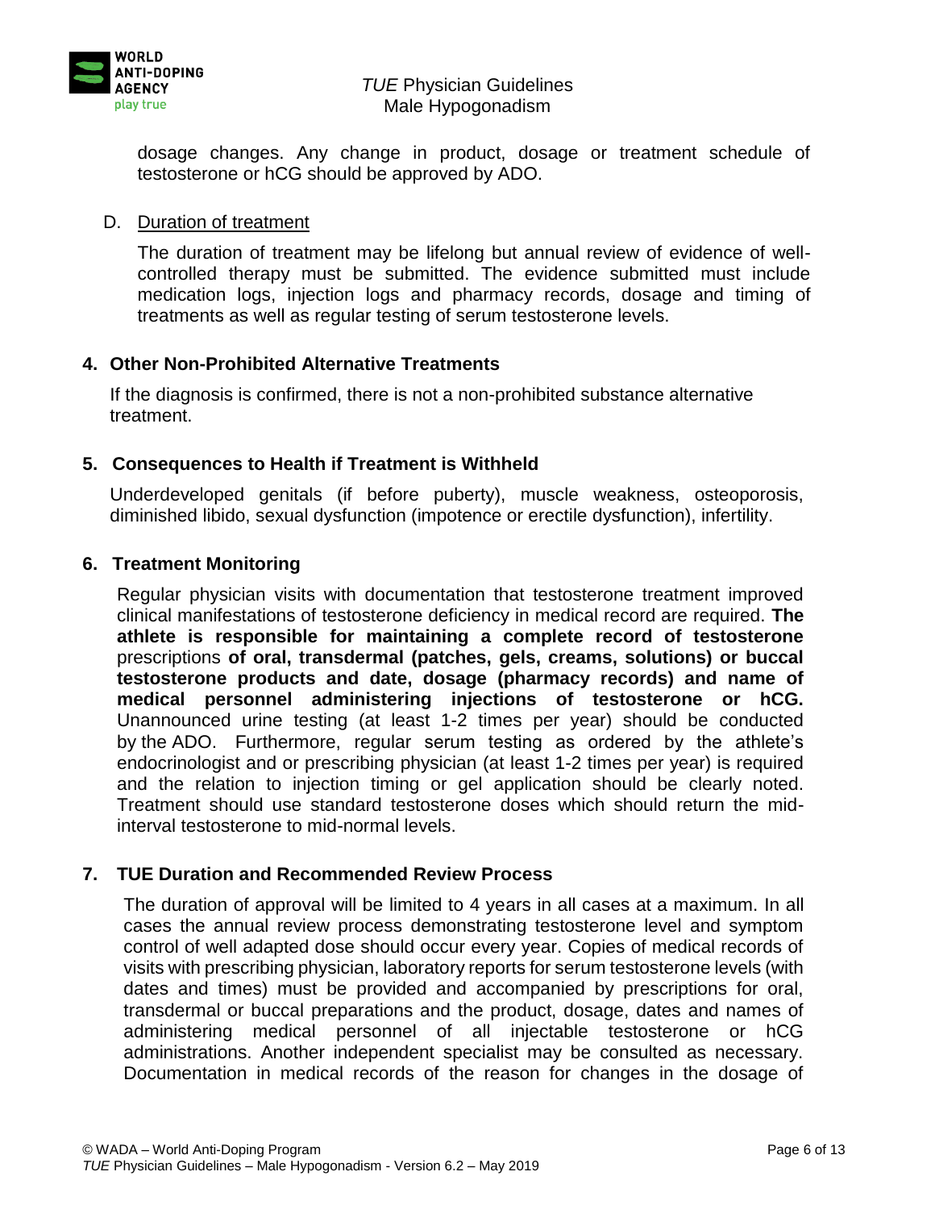dosage changes. Any change in product, dosage or treatment schedule of testosterone or hCG should be approved by ADO.

D. Duration of treatment

The duration of treatment may be lifelong but annual review of evidence of well-controlled therapy must be submitted. The evidence submitted must include medication logs, injection logs and pharmacy records, dosage and timing of treatments as well as regular testing of serum testosterone levels.

## 4. Other Non-Prohibited Alternative Treatments

If the diagnosis is confirmed, there is not a non-prohibited substance alternative treatment.

## 5. Consequences to Health if Treatment is Withheld

Underdeveloped genitals (if before puberty), muscle weakness, osteoporosis, diminished libido, sexual dysfunction (impotence or erectile dysfunction), infertility.

## 6. Treatment Monitoring

Regular physician visits with documentation that testosterone treatment improved clinical manifestations of testosterone deficiency in medical record are required. **The athlete is responsible for maintaining a complete record of testosterone** prescriptions **of oral, transdermal (patches, gels, creams, solutions) or buccal testosterone products and date, dosage (pharmacy records) and name of medical personnel administering injections of testosterone or hCG.** Unannounced urine testing (at least 1-2 times per year) should be conducted by the ADO. Furthermore, regular serum testing as ordered by the athlete's endocrinologist and or prescribing physician (at least 1-2 times per year) is required and the relation to injection timing or gel application should be clearly noted. Treatment should use standard testosterone doses which should return the mid-interval testosterone to mid-normal levels.

## 7. TUE Duration and Recommended Review Process

The duration of approval will be limited to 4 years in all cases at a maximum. In all cases the annual review process demonstrating testosterone level and symptom control of well adapted dose should occur every year. Copies of medical records of visits with prescribing physician, laboratory reports for serum testosterone levels (with dates and times) must be provided and accompanied by prescriptions for oral, transdermal or buccal preparations and the product, dosage, dates and names of administering medical personnel of all injectable testosterone or hCG administrations. Another independent specialist may be consulted as necessary. Documentation in medical records of the reason for changes in the dosage of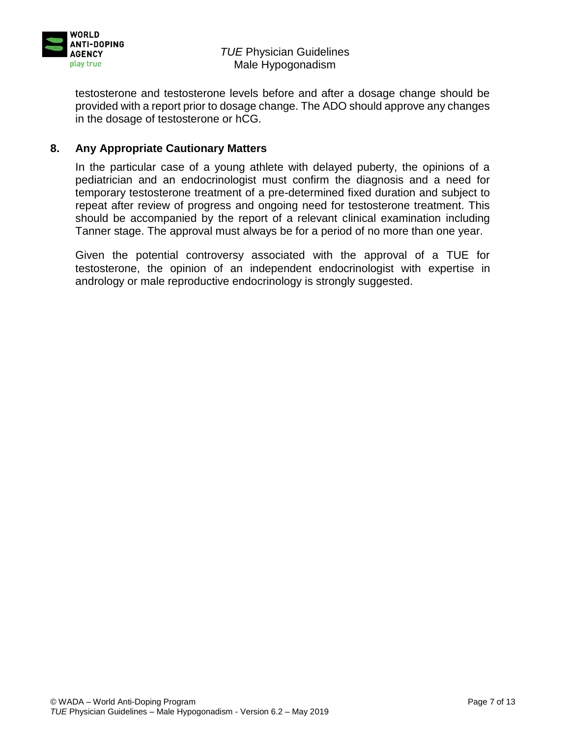testosterone and testosterone levels before and after a dosage change should be provided with a report prior to dosage change. The ADO should approve any changes in the dosage of testosterone or hCG.

## 8. Any Appropriate Cautionary Matters

In the particular case of a young athlete with delayed puberty, the opinions of a pediatrician and an endocrinologist must confirm the diagnosis and a need for temporary testosterone treatment of a pre-determined fixed duration and subject to repeat after review of progress and ongoing need for testosterone treatment. This should be accompanied by the report of a relevant clinical examination including Tanner stage. The approval must always be for a period of no more than one year.

Given the potential controversy associated with the approval of a TUE for testosterone, the opinion of an independent endocrinologist with expertise in andrology or male reproductive endocrinology is strongly suggested.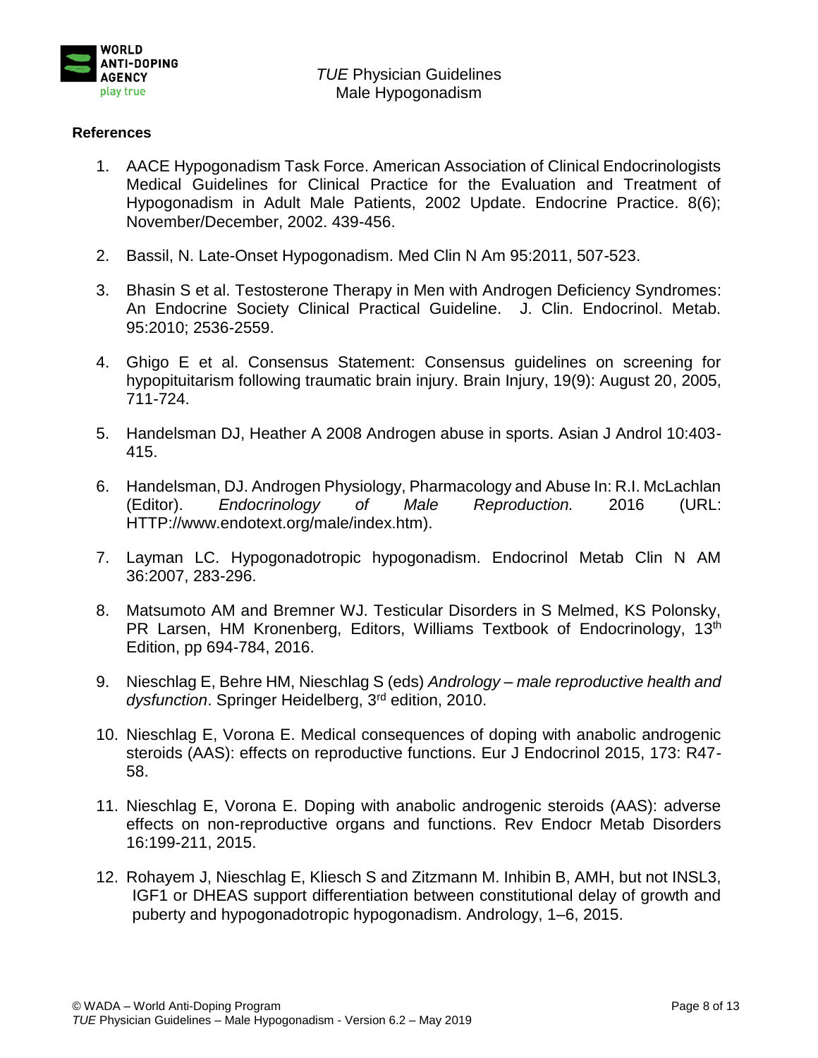**References**

1. AACE Hypogonadism Task Force. American Association of Clinical Endocrinologists Medical Guidelines for Clinical Practice for the Evaluation and Treatment of Hypogonadism in Adult Male Patients, 2002 Update. Endocrine Practice. 8(6); November/December, 2002. 439-456.

2. Bassil, N. Late-Onset Hypogonadism. Med Clin N Am 95:2011, 507-523.

3. Bhasin S et al. Testosterone Therapy in Men with Androgen Deficiency Syndromes: An Endocrine Society Clinical Practical Guideline. J. Clin. Endocrinol. Metab. 95:2010; 2536-2559.

4. Ghigo E et al. Consensus Statement: Consensus guidelines on screening for hypopituitarism following traumatic brain injury. Brain Injury, 19(9): August 20, 2005, 711-724.

5. Handelsman DJ, Heather A 2008 Androgen abuse in sports. Asian J Androl 10:403-415.

6. Handelsman, DJ. Androgen Physiology, Pharmacology and Abuse In: R.I. McLachlan (Editor). *Endocrinology of Male Reproduction.* 2016 (URL: HTTP://www.endotext.org/male/index.htm).

7. Layman LC. Hypogonadotropic hypogonadism. Endocrinol Metab Clin N AM 36:2007, 283-296.

8. Matsumoto AM and Bremner WJ. Testicular Disorders in S Melmed, KS Polonsky, PR Larsen, HM Kronenberg, Editors, Williams Textbook of Endocrinology, 13th Edition, pp 694-784, 2016.

9. Nieschlag E, Behre HM, Nieschlag S (eds) *Andrology – male reproductive health and dysfunction*. Springer Heidelberg, 3rd edition, 2010.

10. Nieschlag E, Vorona E. Medical consequences of doping with anabolic androgenic steroids (AAS): effects on reproductive functions. Eur J Endocrinol 2015, 173: R47-58.

11. Nieschlag E, Vorona E. Doping with anabolic androgenic steroids (AAS): adverse effects on non-reproductive organs and functions. Rev Endocr Metab Disorders 16:199-211, 2015.

12. Rohayem J, Nieschlag E, Kliesch S and Zitzmann M. Inhibin B, AMH, but not INSL3, IGF1 or DHEAS support differentiation between constitutional delay of growth and puberty and hypogonadotropic hypogonadism. Andrology, 1–6, 2015.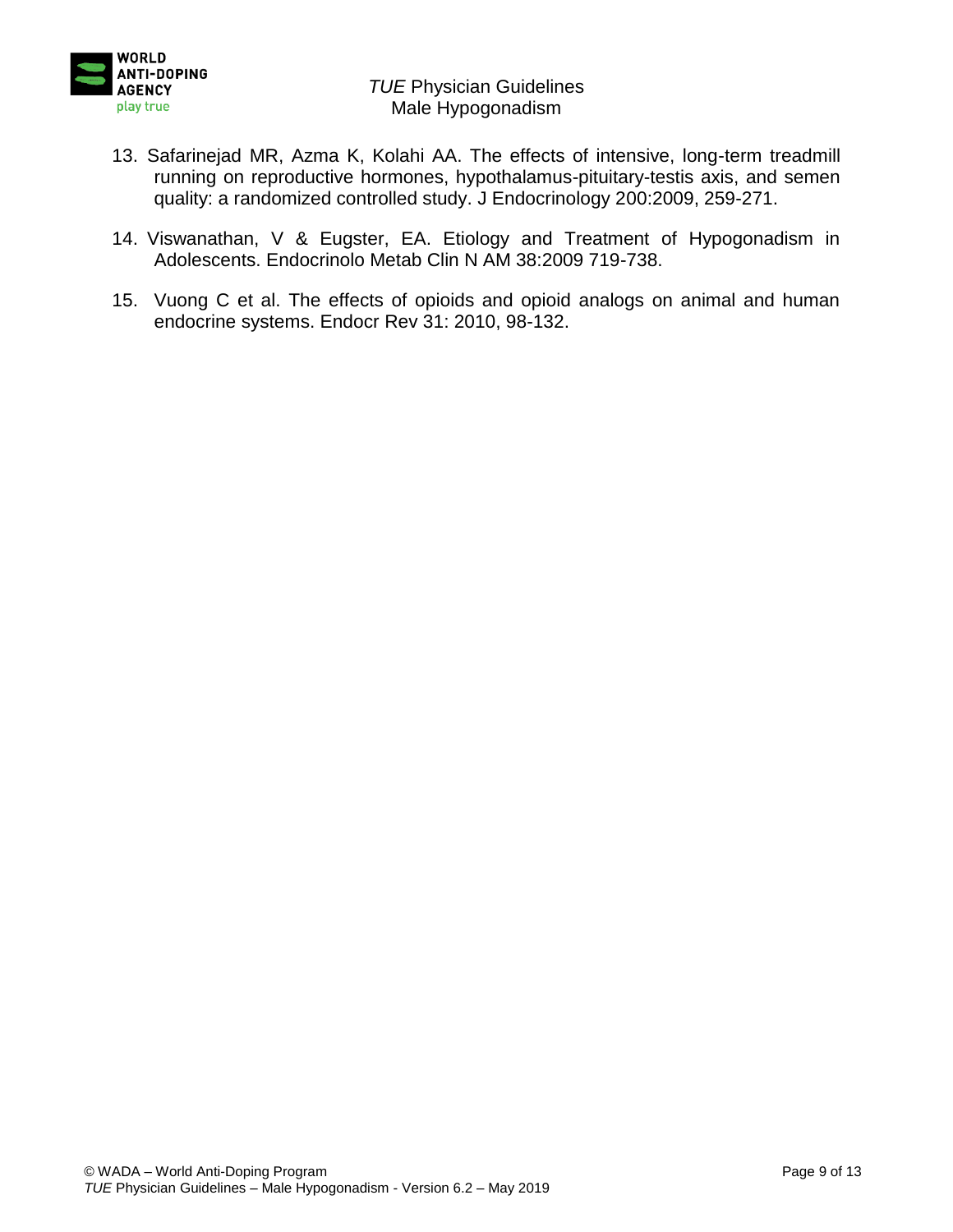13. Safarinejad MR, Azma K, Kolahi AA. The effects of intensive, long-term treadmill running on reproductive hormones, hypothalamus-pituitary-testis axis, and semen quality: a randomized controlled study. J Endocrinology 200:2009, 259-271.

14. Viswanathan, V & Eugster, EA. Etiology and Treatment of Hypogonadism in Adolescents. Endocrinolo Metab Clin N AM 38:2009 719-738.

15. Vuong C et al. The effects of opioids and opioid analogs on animal and human endocrine systems. Endocr Rev 31: 2010, 98-132.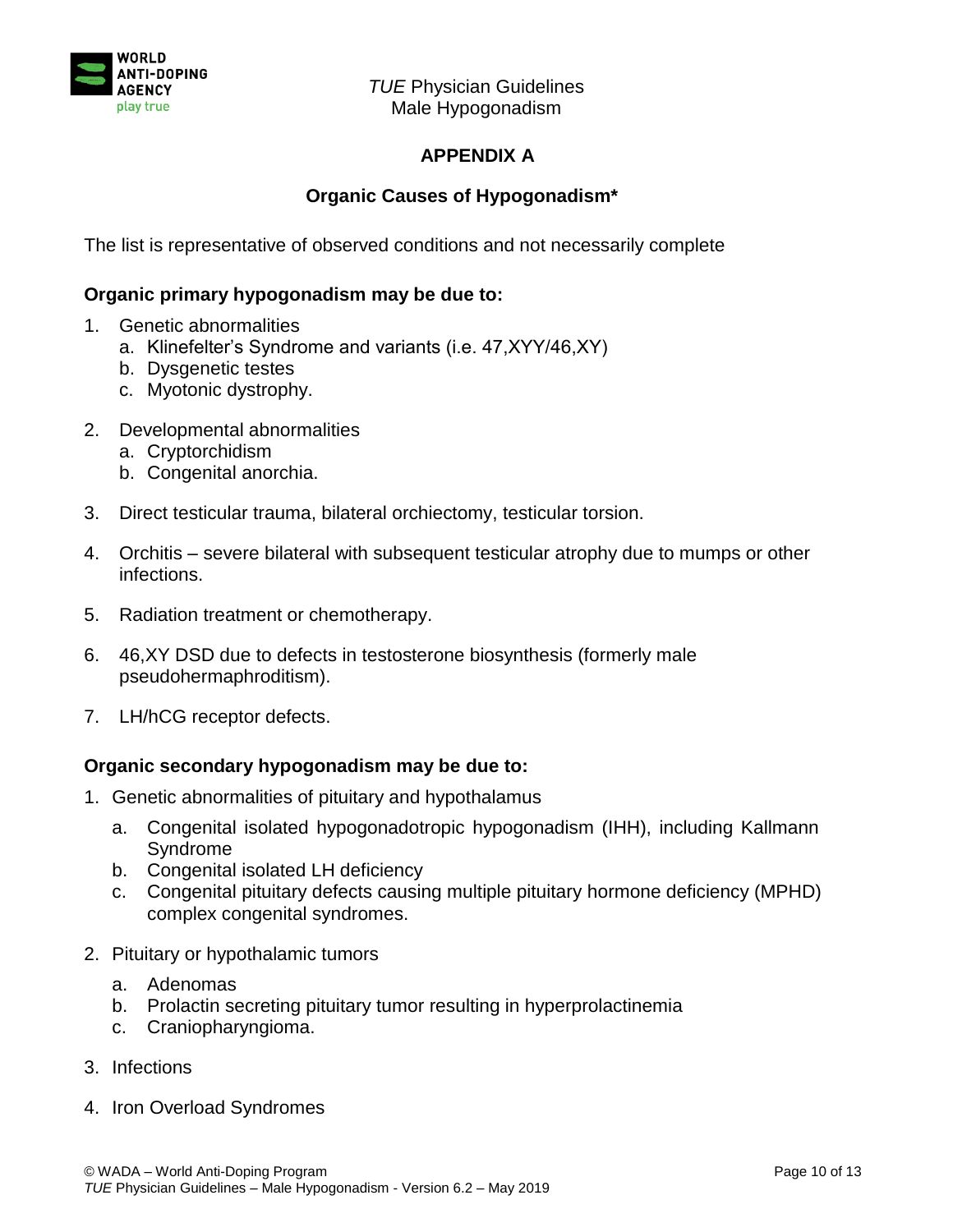## APPENDIX A

### Organic Causes of Hypogonadism*

The list is representative of observed conditions and not necessarily complete

**Organic primary hypogonadism may be due to:**

1. Genetic abnormalities
   a. Klinefelter's Syndrome and variants (i.e. 47,XYY/46,XY)
   b. Dysgenetic testes
   c. Myotonic dystrophy.

2. Developmental abnormalities
   a. Cryptorchidism
   b. Congenital anorchia.

3. Direct testicular trauma, bilateral orchiectomy, testicular torsion.

4. Orchitis – severe bilateral with subsequent testicular atrophy due to mumps or other infections.

5. Radiation treatment or chemotherapy.

6. 46,XY DSD due to defects in testosterone biosynthesis (formerly male pseudohermaphroditism).

7. LH/hCG receptor defects.

**Organic secondary hypogonadism may be due to:**

1. Genetic abnormalities of pituitary and hypothalamus
   a. Congenital isolated hypogonadotropic hypogonadism (IHH), including Kallmann Syndrome
   b. Congenital isolated LH deficiency
   c. Congenital pituitary defects causing multiple pituitary hormone deficiency (MPHD) complex congenital syndromes.

2. Pituitary or hypothalamic tumors
   a. Adenomas
   b. Prolactin secreting pituitary tumor resulting in hyperprolactinemia
   c. Craniopharyngioma.

3. Infections

4. Iron Overload Syndromes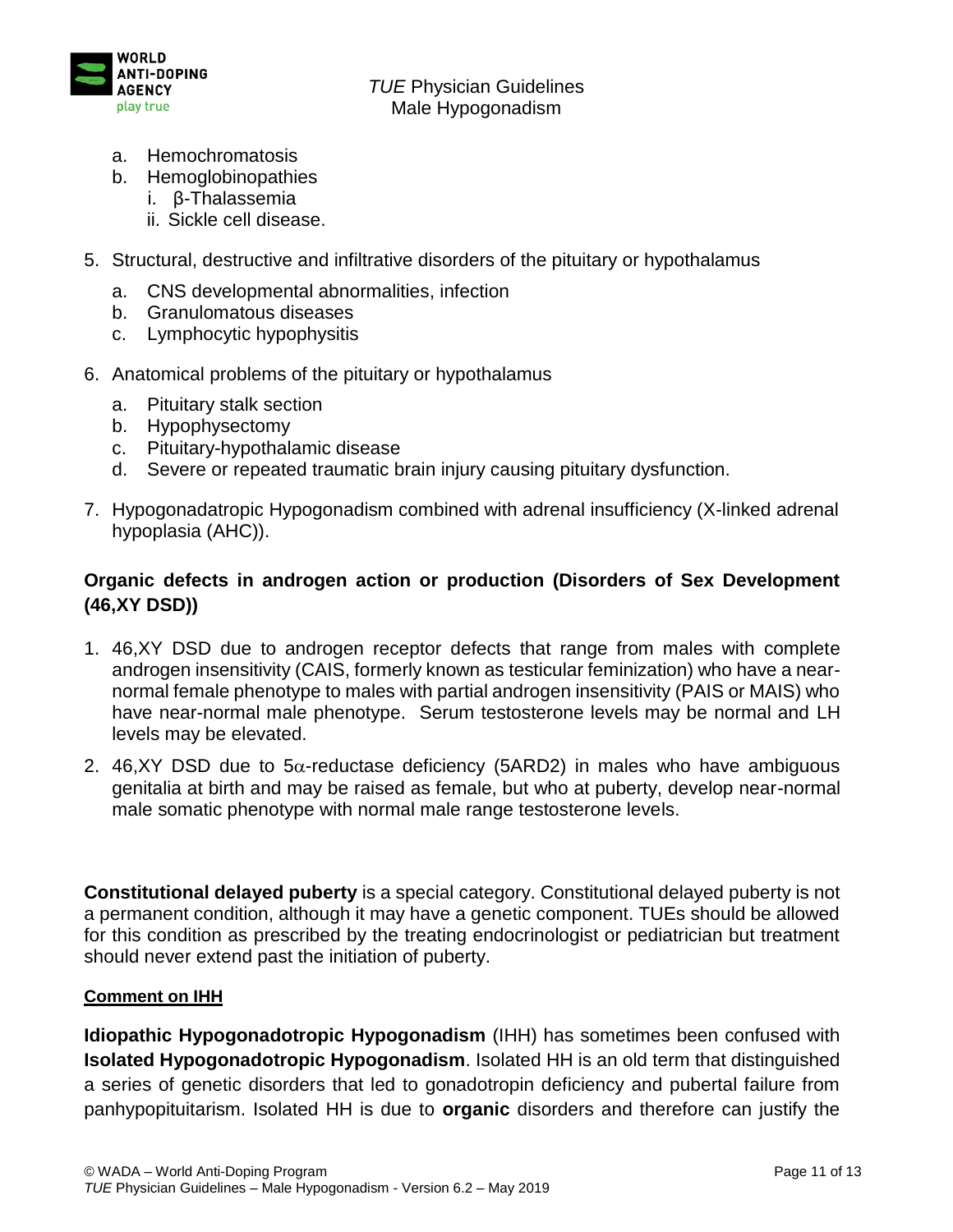a. Hemochromatosis
b. Hemoglobinopathies
   i. β-Thalassemia
   ii. Sickle cell disease.

5. Structural, destructive and infiltrative disorders of the pituitary or hypothalamus
   a. CNS developmental abnormalities, infection
   b. Granulomatous diseases
   c. Lymphocytic hypophysitis

6. Anatomical problems of the pituitary or hypothalamus
   a. Pituitary stalk section
   b. Hypophysectomy
   c. Pituitary-hypothalamic disease
   d. Severe or repeated traumatic brain injury causing pituitary dysfunction.

7. Hypogonadatropic Hypogonadism combined with adrenal insufficiency (X-linked adrenal hypoplasia (AHC)).

**Organic defects in androgen action or production (Disorders of Sex Development (46,XY DSD))**

1. 46,XY DSD due to androgen receptor defects that range from males with complete androgen insensitivity (CAIS, formerly known as testicular feminization) who have a near-normal female phenotype to males with partial androgen insensitivity (PAIS or MAIS) who have near-normal male phenotype. Serum testosterone levels may be normal and LH levels may be elevated.
2. 46,XY DSD due to 5$\alpha$-reductase deficiency (5ARD2) in males who have ambiguous genitalia at birth and may be raised as female, but who at puberty, develop near-normal male somatic phenotype with normal male range testosterone levels.

**Constitutional delayed puberty** is a special category. Constitutional delayed puberty is not a permanent condition, although it may have a genetic component. TUEs should be allowed for this condition as prescribed by the treating endocrinologist or pediatrician but treatment should never extend past the initiation of puberty.

**Comment on IHH**

**Idiopathic Hypogonadotropic Hypogonadism** (IHH) has sometimes been confused with **Isolated Hypogonadotropic Hypogonadism**. Isolated HH is an old term that distinguished a series of genetic disorders that led to gonadotropin deficiency and pubertal failure from panhypopituitarism. Isolated HH is due to **organic** disorders and therefore can justify the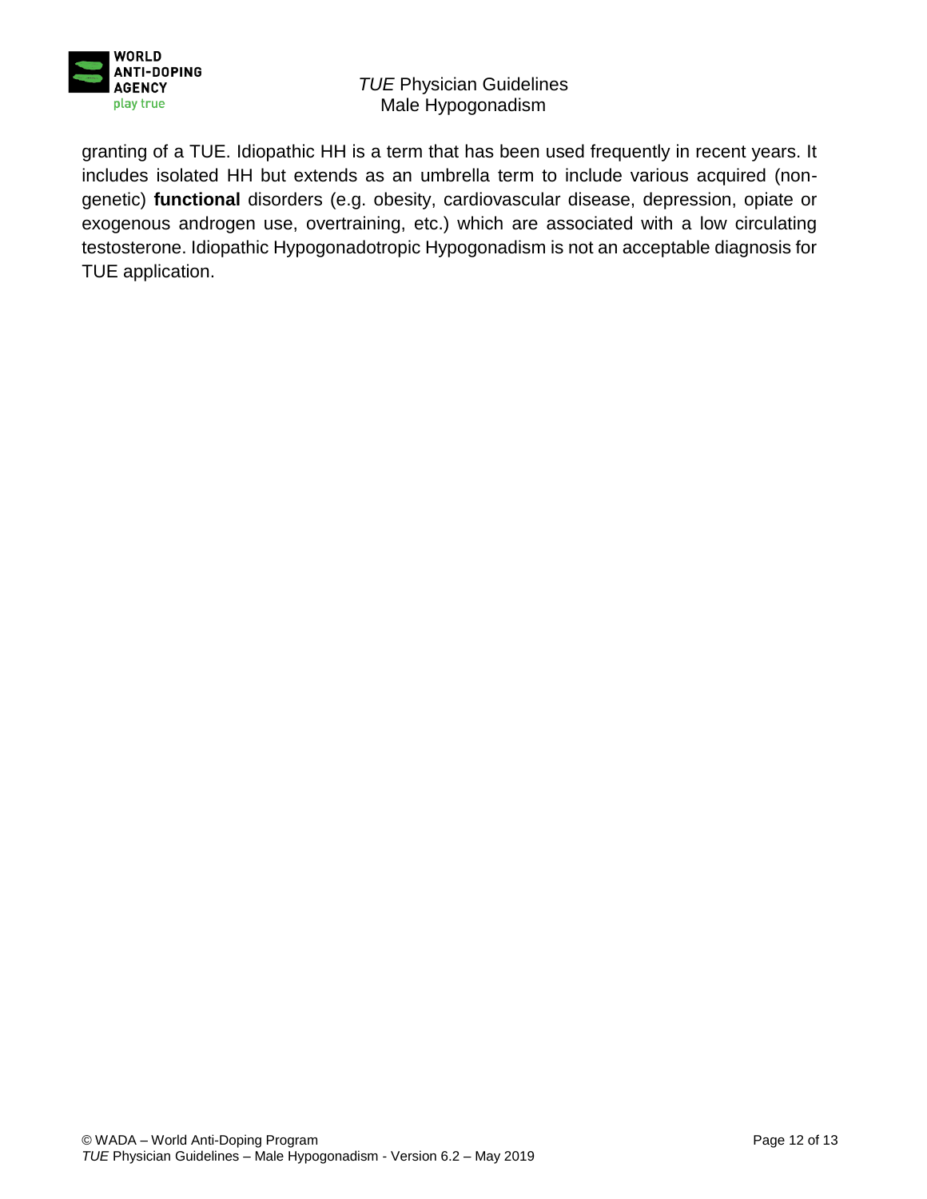granting of a TUE. Idiopathic HH is a term that has been used frequently in recent years. It includes isolated HH but extends as an umbrella term to include various acquired (non-genetic) **functional** disorders (e.g. obesity, cardiovascular disease, depression, opiate or exogenous androgen use, overtraining, etc.) which are associated with a low circulating testosterone. Idiopathic Hypogonadotropic Hypogonadism is not an acceptable diagnosis for TUE application.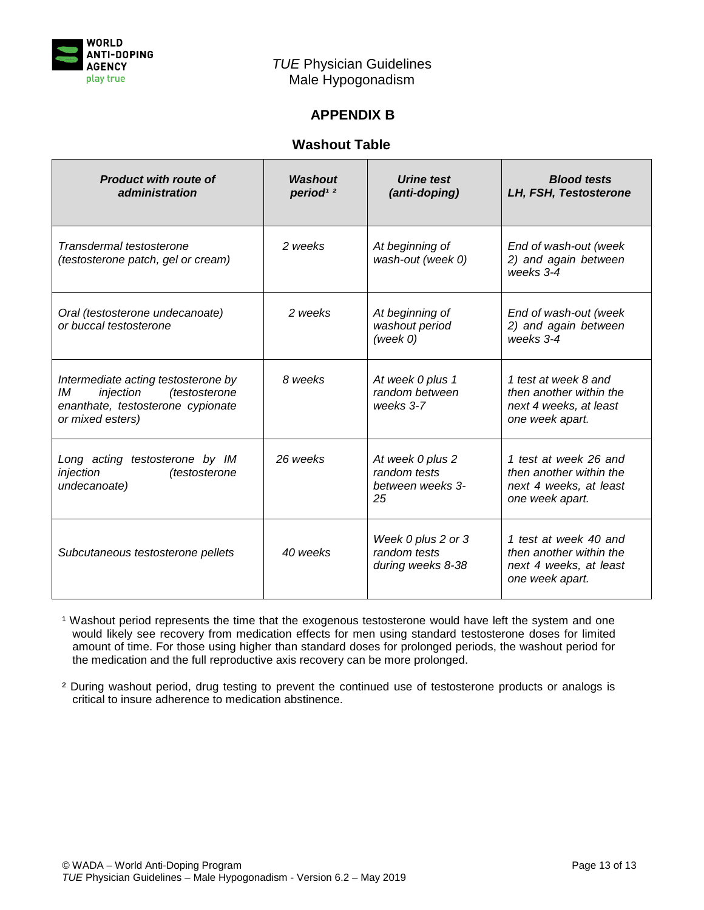## APPENDIX B

### Washout Table

| ***Product with route of administration*** | ***Washout period[1] [2]*** | ***Urine test (anti-doping)*** | ***Blood tests LH, FSH, Testosterone*** |
|---|---|---|---|
| *Transdermal testosterone (testosterone patch, gel or cream)* | *2 weeks* | *At beginning of wash-out (week 0)* | *End of wash-out (week 2) and again between weeks 3-4* |
| *Oral (testosterone undecanoate) or buccal testosterone* | *2 weeks* | *At beginning of washout period (week 0)* | *End of wash-out (week 2) and again between weeks 3-4* |
| *Intermediate acting testosterone by IM injection (testosterone enanthate, testosterone cypionate or mixed esters)* | *8 weeks* | *At week 0 plus 1 random between weeks 3-7* | *1 test at week 8 and then another within the next 4 weeks, at least one week apart.* |
| *Long acting testosterone by IM injection (testosterone undecanoate)* | *26 weeks* | *At week 0 plus 2 random tests between weeks 3-25* | *1 test at week 26 and then another within the next 4 weeks, at least one week apart.* |
| *Subcutaneous testosterone pellets* | *40 weeks* | *Week 0 plus 2 or 3 random tests during weeks 8-38* | *1 test at week 40 and then another within the next 4 weeks, at least one week apart.* |

[1] Washout period represents the time that the exogenous testosterone would have left the system and one would likely see recovery from medication effects for men using standard testosterone doses for limited amount of time. For those using higher than standard doses for prolonged periods, the washout period for the medication and the full reproductive axis recovery can be more prolonged.

[2] During washout period, drug testing to prevent the continued use of testosterone products or analogs is critical to insure adherence to medication abstinence.